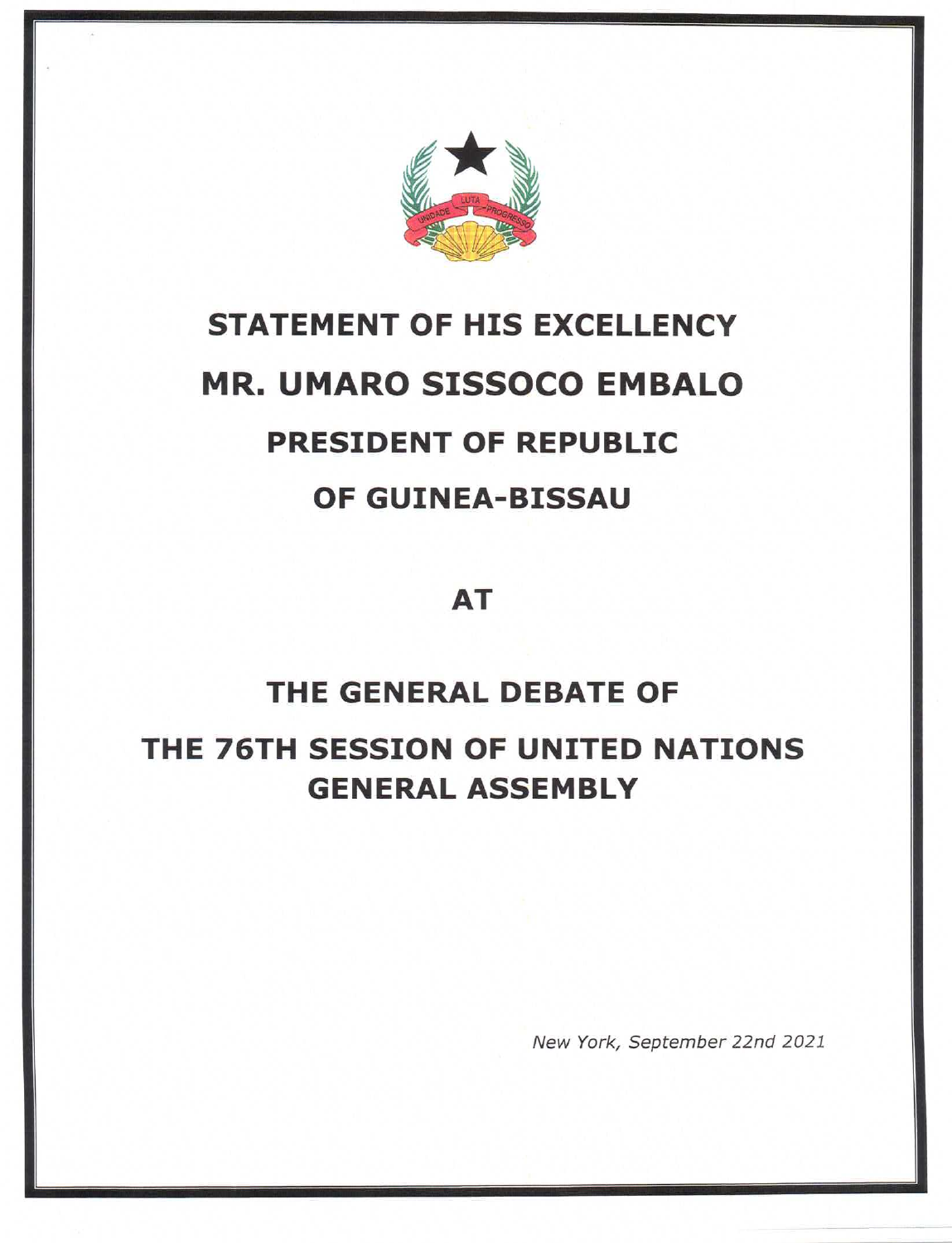# STATEMENT OF HIS EXCELLENCY

# MR. UMARO SISSOCO EMBALO

## PRESIDENT OF REPUBLIC

## OF GUINEA-BISSAU

## AT

## THE GENERAL DEBATE OF

## THE 76TH SESSION OF UNITED NATIONS GENERAL ASSEMBLY

*New York, September 22nd 2021*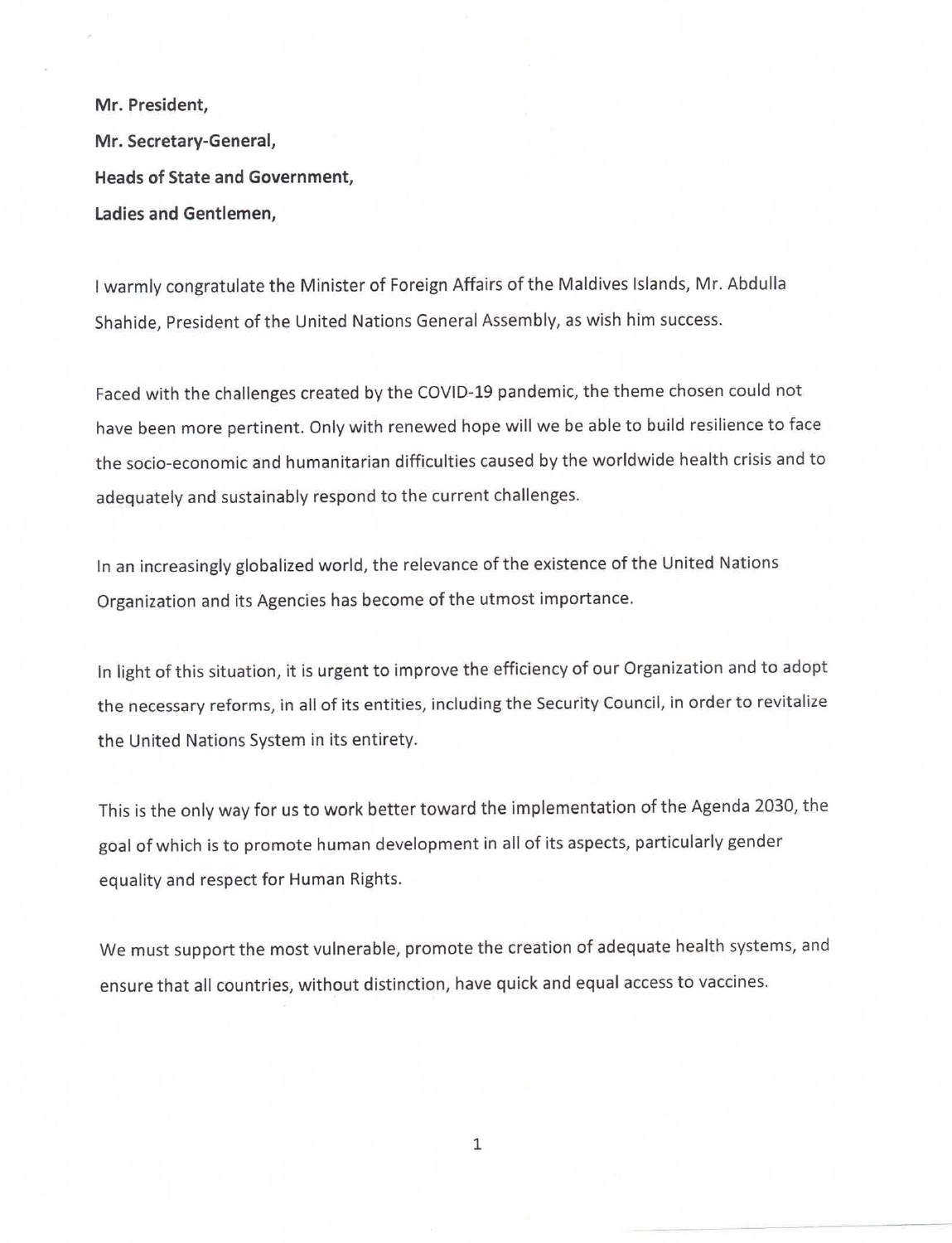**Mr. President,**

**Mr. Secretary-General,**

**Heads of State and Government,**

**Ladies and Gentlemen,**

I warmly congratulate the Minister of Foreign Affairs of the Maldives Islands, Mr. Abdulla Shahide, President of the United Nations General Assembly, as wish him success.

Faced with the challenges created by the COVID-19 pandemic, the theme chosen could not have been more pertinent. Only with renewed hope will we be able to build resilience to face the socio-economic and humanitarian difficulties caused by the worldwide health crisis and to adequately and sustainably respond to the current challenges.

In an increasingly globalized world, the relevance of the existence of the United Nations Organization and its Agencies has become of the utmost importance.

In light of this situation, it is urgent to improve the efficiency of our Organization and to adopt the necessary reforms, in all of its entities, including the Security Council, in order to revitalize the United Nations System in its entirety.

This is the only way for us to work better toward the implementation of the Agenda 2030, the goal of which is to promote human development in all of its aspects, particularly gender equality and respect for Human Rights.

We must support the most vulnerable, promote the creation of adequate health systems, and ensure that all countries, without distinction, have quick and equal access to vaccines.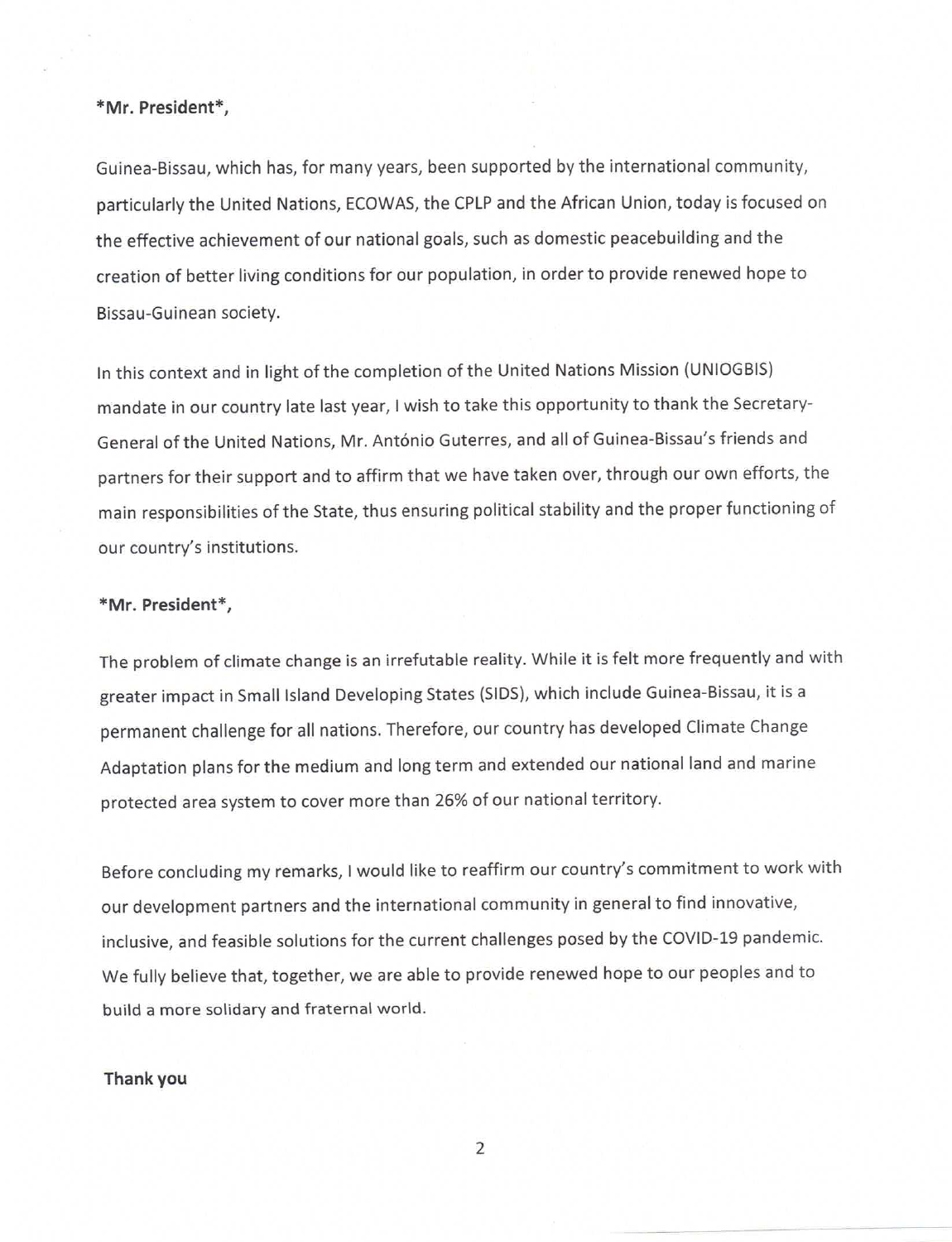**\*Mr. President\*,**

Guinea-Bissau, which has, for many years, been supported by the international community, particularly the United Nations, ECOWAS, the CPLP and the African Union, today is focused on the effective achievement of our national goals, such as domestic peacebuilding and the creation of better living conditions for our population, in order to provide renewed hope to Bissau-Guinean society.

In this context and in light of the completion of the United Nations Mission (UNIOGBIS) mandate in our country late last year, I wish to take this opportunity to thank the Secretary-General of the United Nations, Mr. António Guterres, and all of Guinea-Bissau's friends and partners for their support and to affirm that we have taken over, through our own efforts, the main responsibilities of the State, thus ensuring political stability and the proper functioning of our country's institutions.

**\*Mr. President\*,**

The problem of climate change is an irrefutable reality. While it is felt more frequently and with greater impact in Small Island Developing States (SIDS), which include Guinea-Bissau, it is a permanent challenge for all nations. Therefore, our country has developed Climate Change Adaptation plans for the medium and long term and extended our national land and marine protected area system to cover more than 26% of our national territory.

Before concluding my remarks, I would like to reaffirm our country's commitment to work with our development partners and the international community in general to find innovative, inclusive, and feasible solutions for the current challenges posed by the COVID-19 pandemic. We fully believe that, together, we are able to provide renewed hope to our peoples and to build a more solidary and fraternal world.

**Thank you**